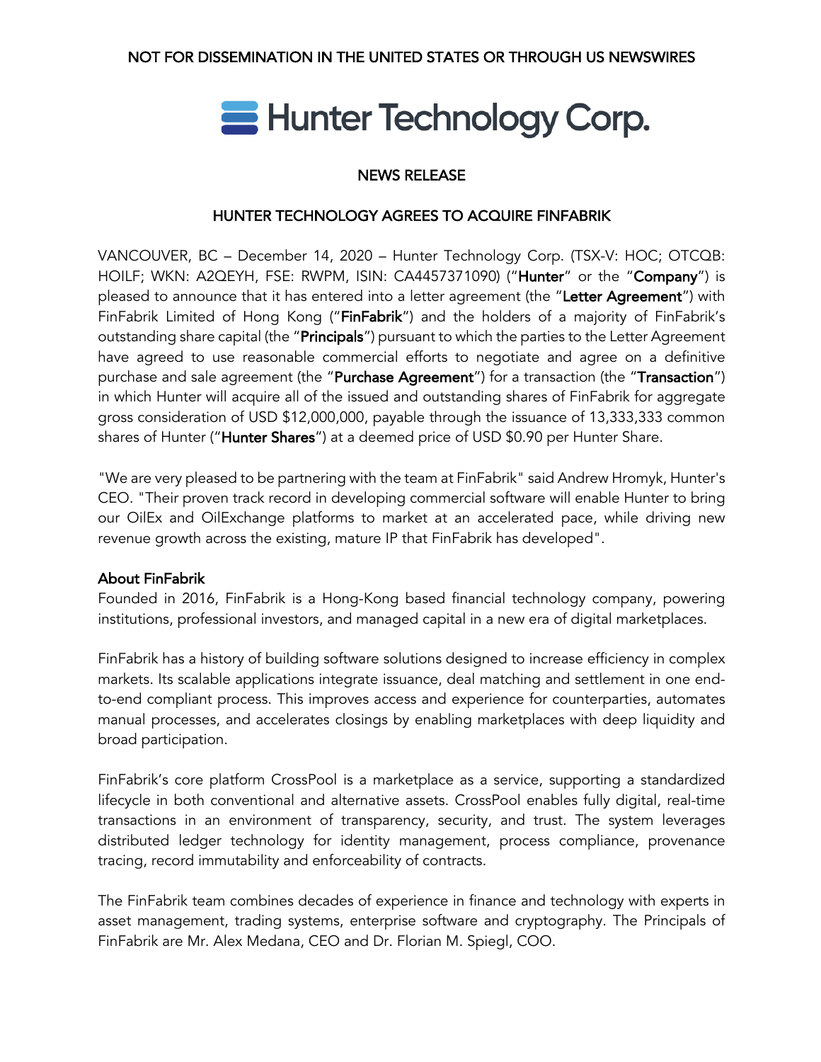NOT FOR DISSEMINATION IN THE UNITED STATES OR THROUGH US NEWSWIRES

# Hunter Technology Corp.

NEWS RELEASE

## HUNTER TECHNOLOGY AGREES TO ACQUIRE FINFABRIK

VANCOUVER, BC – December 14, 2020 – Hunter Technology Corp. (TSX-V: HOC; OTCQB: HOILF; WKN: A2QEYH, FSE: RWPM, ISIN: CA4457371090) ("**Hunter**" or the "**Company**") is pleased to announce that it has entered into a letter agreement (the "**Letter Agreement**") with FinFabrik Limited of Hong Kong ("**FinFabrik**") and the holders of a majority of FinFabrik's outstanding share capital (the "**Principals**") pursuant to which the parties to the Letter Agreement have agreed to use reasonable commercial efforts to negotiate and agree on a definitive purchase and sale agreement (the "**Purchase Agreement**") for a transaction (the "**Transaction**") in which Hunter will acquire all of the issued and outstanding shares of FinFabrik for aggregate gross consideration of USD $12,000,000, payable through the issuance of 13,333,333 common shares of Hunter ("**Hunter Shares**") at a deemed price of USD $0.90 per Hunter Share.

"We are very pleased to be partnering with the team at FinFabrik" said Andrew Hromyk, Hunter's CEO. "Their proven track record in developing commercial software will enable Hunter to bring our OilEx and OilExchange platforms to market at an accelerated pace, while driving new revenue growth across the existing, mature IP that FinFabrik has developed".

### About FinFabrik

Founded in 2016, FinFabrik is a Hong-Kong based financial technology company, powering institutions, professional investors, and managed capital in a new era of digital marketplaces.

FinFabrik has a history of building software solutions designed to increase efficiency in complex markets. Its scalable applications integrate issuance, deal matching and settlement in one end-to-end compliant process. This improves access and experience for counterparties, automates manual processes, and accelerates closings by enabling marketplaces with deep liquidity and broad participation.

FinFabrik's core platform CrossPool is a marketplace as a service, supporting a standardized lifecycle in both conventional and alternative assets. CrossPool enables fully digital, real-time transactions in an environment of transparency, security, and trust. The system leverages distributed ledger technology for identity management, process compliance, provenance tracing, record immutability and enforceability of contracts.

The FinFabrik team combines decades of experience in finance and technology with experts in asset management, trading systems, enterprise software and cryptography. The Principals of FinFabrik are Mr. Alex Medana, CEO and Dr. Florian M. Spiegl, COO.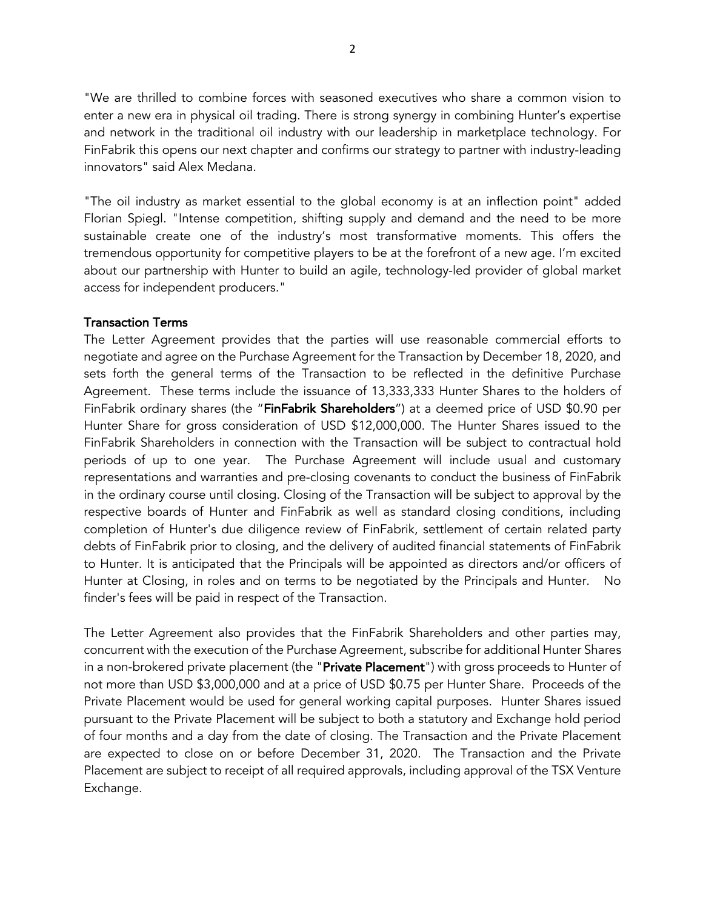"We are thrilled to combine forces with seasoned executives who share a common vision to enter a new era in physical oil trading. There is strong synergy in combining Hunter's expertise and network in the traditional oil industry with our leadership in marketplace technology. For FinFabrik this opens our next chapter and confirms our strategy to partner with industry-leading innovators" said Alex Medana.

"The oil industry as market essential to the global economy is at an inflection point" added Florian Spiegl. "Intense competition, shifting supply and demand and the need to be more sustainable create one of the industry's most transformative moments. This offers the tremendous opportunity for competitive players to be at the forefront of a new age. I'm excited about our partnership with Hunter to build an agile, technology-led provider of global market access for independent producers."

**Transaction Terms**

The Letter Agreement provides that the parties will use reasonable commercial efforts to negotiate and agree on the Purchase Agreement for the Transaction by December 18, 2020, and sets forth the general terms of the Transaction to be reflected in the definitive Purchase Agreement. These terms include the issuance of 13,333,333 Hunter Shares to the holders of FinFabrik ordinary shares (the "**FinFabrik Shareholders**") at a deemed price of USD $0.90 per Hunter Share for gross consideration of USD $12,000,000. The Hunter Shares issued to the FinFabrik Shareholders in connection with the Transaction will be subject to contractual hold periods of up to one year. The Purchase Agreement will include usual and customary representations and warranties and pre-closing covenants to conduct the business of FinFabrik in the ordinary course until closing. Closing of the Transaction will be subject to approval by the respective boards of Hunter and FinFabrik as well as standard closing conditions, including completion of Hunter's due diligence review of FinFabrik, settlement of certain related party debts of FinFabrik prior to closing, and the delivery of audited financial statements of FinFabrik to Hunter. It is anticipated that the Principals will be appointed as directors and/or officers of Hunter at Closing, in roles and on terms to be negotiated by the Principals and Hunter. No finder's fees will be paid in respect of the Transaction.

The Letter Agreement also provides that the FinFabrik Shareholders and other parties may, concurrent with the execution of the Purchase Agreement, subscribe for additional Hunter Shares in a non-brokered private placement (the "**Private Placement**") with gross proceeds to Hunter of not more than USD $3,000,000 and at a price of USD $0.75 per Hunter Share. Proceeds of the Private Placement would be used for general working capital purposes. Hunter Shares issued pursuant to the Private Placement will be subject to both a statutory and Exchange hold period of four months and a day from the date of closing. The Transaction and the Private Placement are expected to close on or before December 31, 2020. The Transaction and the Private Placement are subject to receipt of all required approvals, including approval of the TSX Venture Exchange.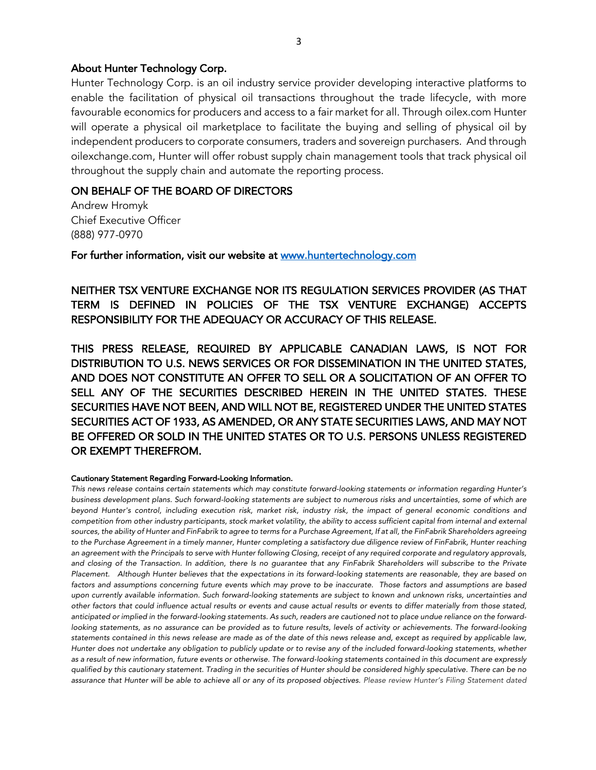## About Hunter Technology Corp.

Hunter Technology Corp. is an oil industry service provider developing interactive platforms to enable the facilitation of physical oil transactions throughout the trade lifecycle, with more favourable economics for producers and access to a fair market for all. Through oilex.com Hunter will operate a physical oil marketplace to facilitate the buying and selling of physical oil by independent producers to corporate consumers, traders and sovereign purchasers. And through oilexchange.com, Hunter will offer robust supply chain management tools that track physical oil throughout the supply chain and automate the reporting process.

## ON BEHALF OF THE BOARD OF DIRECTORS

Andrew Hromyk
Chief Executive Officer
(888) 977-0970

**For further information, visit our website at [www.huntertechnology.com](www.huntertechnology.com)**

NEITHER TSX VENTURE EXCHANGE NOR ITS REGULATION SERVICES PROVIDER (AS THAT TERM IS DEFINED IN POLICIES OF THE TSX VENTURE EXCHANGE) ACCEPTS RESPONSIBILITY FOR THE ADEQUACY OR ACCURACY OF THIS RELEASE.

THIS PRESS RELEASE, REQUIRED BY APPLICABLE CANADIAN LAWS, IS NOT FOR DISTRIBUTION TO U.S. NEWS SERVICES OR FOR DISSEMINATION IN THE UNITED STATES, AND DOES NOT CONSTITUTE AN OFFER TO SELL OR A SOLICITATION OF AN OFFER TO SELL ANY OF THE SECURITIES DESCRIBED HEREIN IN THE UNITED STATES. THESE SECURITIES HAVE NOT BEEN, AND WILL NOT BE, REGISTERED UNDER THE UNITED STATES SECURITIES ACT OF 1933, AS AMENDED, OR ANY STATE SECURITIES LAWS, AND MAY NOT BE OFFERED OR SOLD IN THE UNITED STATES OR TO U.S. PERSONS UNLESS REGISTERED OR EXEMPT THEREFROM.

**Cautionary Statement Regarding Forward-Looking Information.**

*This news release contains certain statements which may constitute forward-looking statements or information regarding Hunter's business development plans. Such forward-looking statements are subject to numerous risks and uncertainties, some of which are beyond Hunter's control, including execution risk, market risk, industry risk, the impact of general economic conditions and competition from other industry participants, stock market volatility, the ability to access sufficient capital from internal and external sources, the ability of Hunter and FinFabrik to agree to terms for a Purchase Agreement, If at all, the FinFabrik Shareholders agreeing to the Purchase Agreement in a timely manner, Hunter completing a satisfactory due diligence review of FinFabrik, Hunter reaching an agreement with the Principals to serve with Hunter following Closing, receipt of any required corporate and regulatory approvals, and closing of the Transaction. In addition, there Is no guarantee that any FinFabrik Shareholders will subscribe to the Private Placement. Although Hunter believes that the expectations in its forward-looking statements are reasonable, they are based on factors and assumptions concerning future events which may prove to be inaccurate. Those factors and assumptions are based upon currently available information. Such forward-looking statements are subject to known and unknown risks, uncertainties and other factors that could influence actual results or events and cause actual results or events to differ materially from those stated, anticipated or implied in the forward-looking statements. As such, readers are cautioned not to place undue reliance on the forward-looking statements, as no assurance can be provided as to future results, levels of activity or achievements. The forward-looking statements contained in this news release are made as of the date of this news release and, except as required by applicable law, Hunter does not undertake any obligation to publicly update or to revise any of the included forward-looking statements, whether as a result of new information, future events or otherwise. The forward-looking statements contained in this document are expressly qualified by this cautionary statement. Trading in the securities of Hunter should be considered highly speculative. There can be no assurance that Hunter will be able to achieve all or any of its proposed objectives. Please review Hunter's Filing Statement dated*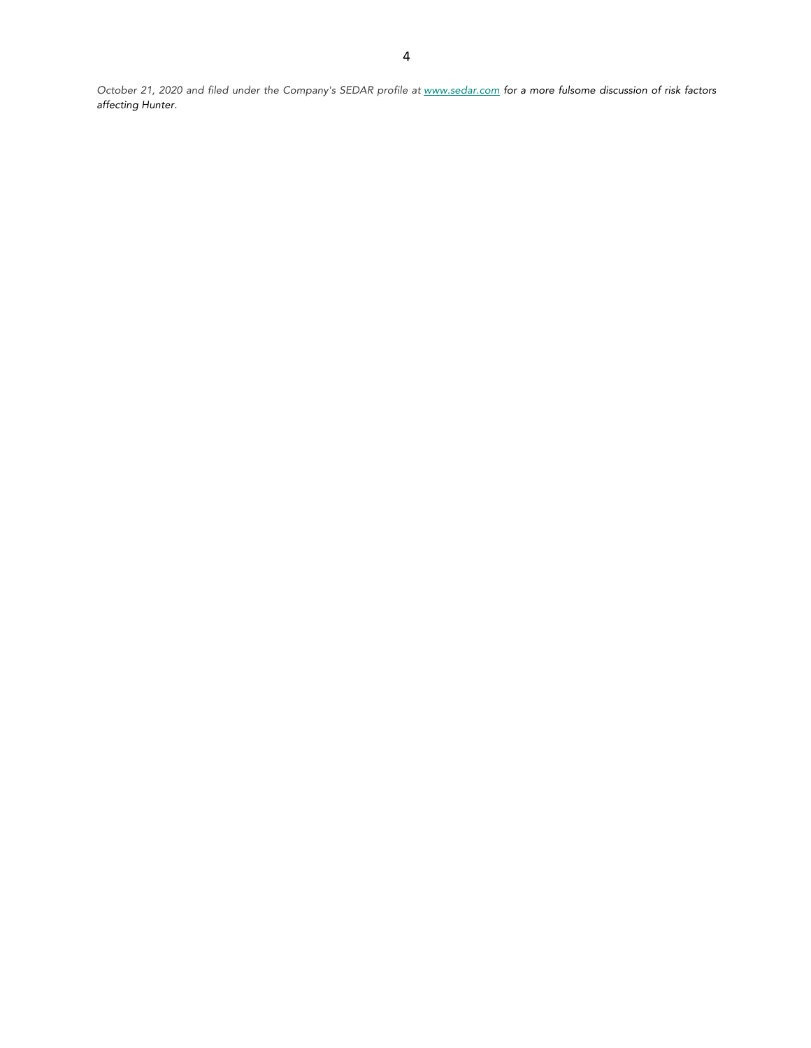*October 21, 2020 and filed under the Company's SEDAR profile at [www.sedar.com](http://www.sedar.com) for a more fulsome discussion of risk factors affecting Hunter.*